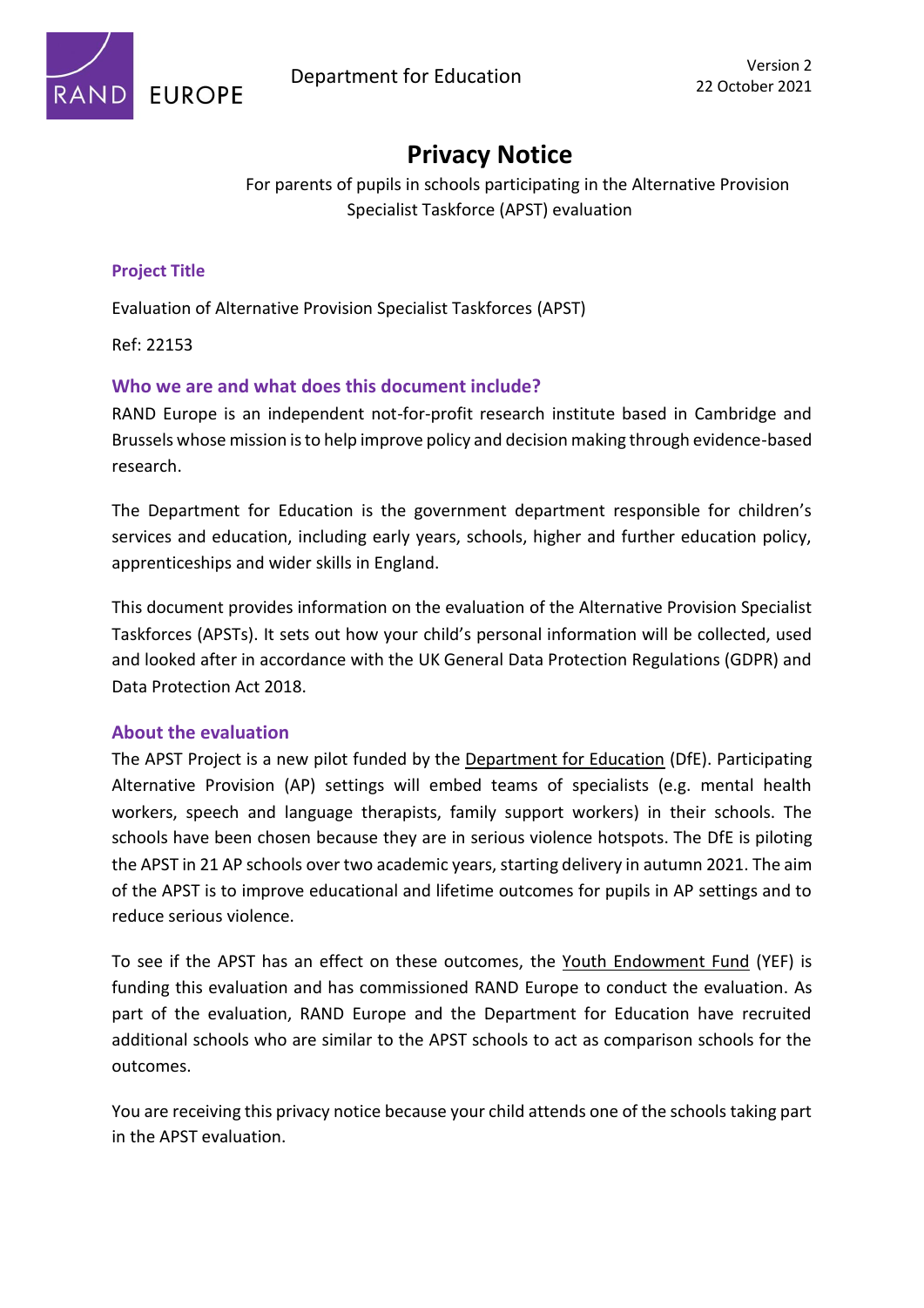RAND EUROPE

Department for Education

Version 2
22 October 2021

# Privacy Notice

For parents of pupils in schools participating in the Alternative Provision Specialist Taskforce (APST) evaluation

## Project Title

Evaluation of Alternative Provision Specialist Taskforces (APST)

Ref: 22153

## Who we are and what does this document include?

RAND Europe is an independent not-for-profit research institute based in Cambridge and Brussels whose mission is to help improve policy and decision making through evidence-based research.

The Department for Education is the government department responsible for children's services and education, including early years, schools, higher and further education policy, apprenticeships and wider skills in England.

This document provides information on the evaluation of the Alternative Provision Specialist Taskforces (APSTs). It sets out how your child's personal information will be collected, used and looked after in accordance with the UK General Data Protection Regulations (GDPR) and Data Protection Act 2018.

## About the evaluation

The APST Project is a new pilot funded by the Department for Education (DfE). Participating Alternative Provision (AP) settings will embed teams of specialists (e.g. mental health workers, speech and language therapists, family support workers) in their schools. The schools have been chosen because they are in serious violence hotspots. The DfE is piloting the APST in 21 AP schools over two academic years, starting delivery in autumn 2021. The aim of the APST is to improve educational and lifetime outcomes for pupils in AP settings and to reduce serious violence.

To see if the APST has an effect on these outcomes, the Youth Endowment Fund (YEF) is funding this evaluation and has commissioned RAND Europe to conduct the evaluation. As part of the evaluation, RAND Europe and the Department for Education have recruited additional schools who are similar to the APST schools to act as comparison schools for the outcomes.

You are receiving this privacy notice because your child attends one of the schools taking part in the APST evaluation.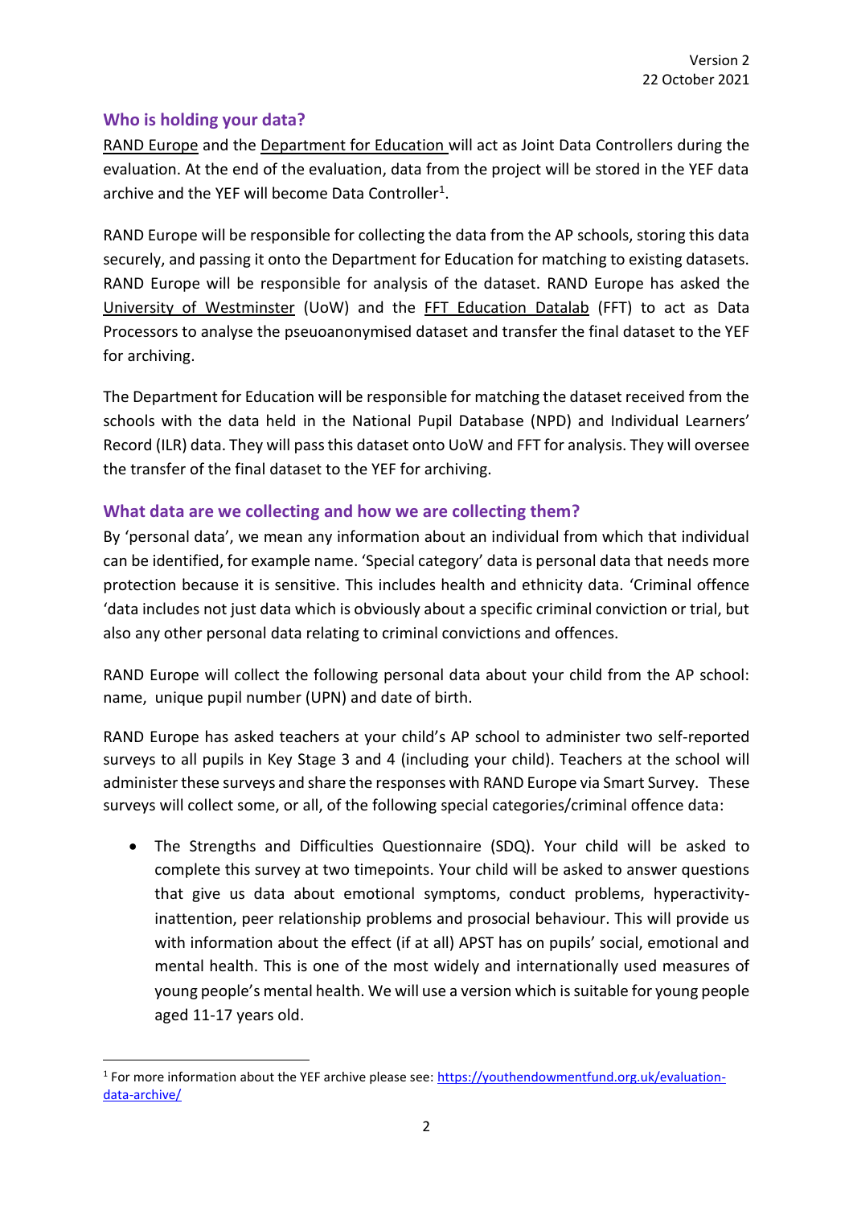## Who is holding your data?

RAND Europe and the Department for Education will act as Joint Data Controllers during the evaluation. At the end of the evaluation, data from the project will be stored in the YEF data archive and the YEF will become Data Controller[1].

RAND Europe will be responsible for collecting the data from the AP schools, storing this data securely, and passing it onto the Department for Education for matching to existing datasets. RAND Europe will be responsible for analysis of the dataset. RAND Europe has asked the University of Westminster (UoW) and the FFT Education Datalab (FFT) to act as Data Processors to analyse the pseuoanonymised dataset and transfer the final dataset to the YEF for archiving.

The Department for Education will be responsible for matching the dataset received from the schools with the data held in the National Pupil Database (NPD) and Individual Learners' Record (ILR) data. They will pass this dataset onto UoW and FFT for analysis. They will oversee the transfer of the final dataset to the YEF for archiving.

## What data are we collecting and how we are collecting them?

By 'personal data', we mean any information about an individual from which that individual can be identified, for example name. 'Special category' data is personal data that needs more protection because it is sensitive. This includes health and ethnicity data. 'Criminal offence 'data includes not just data which is obviously about a specific criminal conviction or trial, but also any other personal data relating to criminal convictions and offences.

RAND Europe will collect the following personal data about your child from the AP school: name, unique pupil number (UPN) and date of birth.

RAND Europe has asked teachers at your child's AP school to administer two self-reported surveys to all pupils in Key Stage 3 and 4 (including your child). Teachers at the school will administer these surveys and share the responses with RAND Europe via Smart Survey. These surveys will collect some, or all, of the following special categories/criminal offence data:

- The Strengths and Difficulties Questionnaire (SDQ). Your child will be asked to complete this survey at two timepoints. Your child will be asked to answer questions that give us data about emotional symptoms, conduct problems, hyperactivity-inattention, peer relationship problems and prosocial behaviour. This will provide us with information about the effect (if at all) APST has on pupils' social, emotional and mental health. This is one of the most widely and internationally used measures of young people's mental health. We will use a version which is suitable for young people aged 11-17 years old.

[1] For more information about the YEF archive please see: https://youthendowmentfund.org.uk/evaluation-data-archive/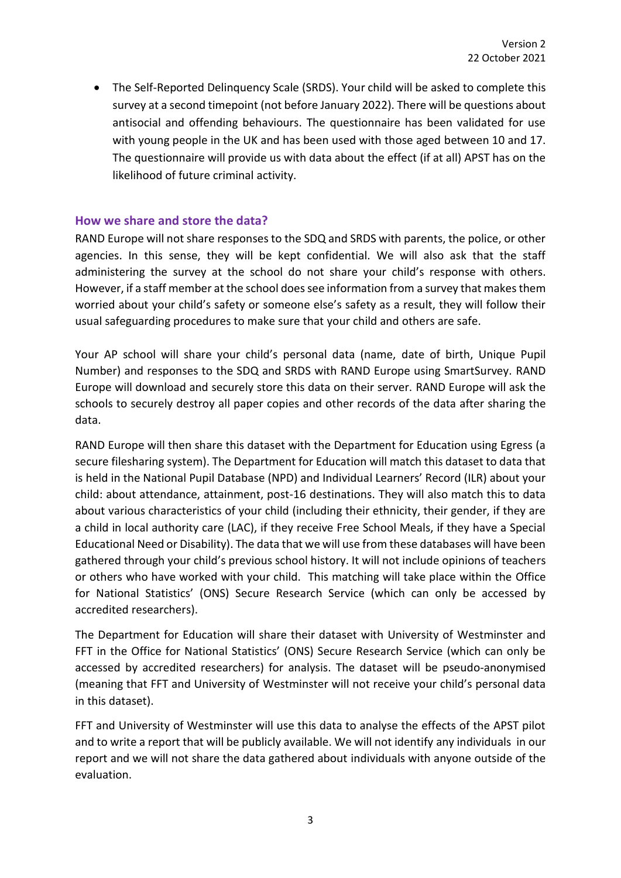- The Self-Reported Delinquency Scale (SRDS). Your child will be asked to complete this survey at a second timepoint (not before January 2022). There will be questions about antisocial and offending behaviours. The questionnaire has been validated for use with young people in the UK and has been used with those aged between 10 and 17. The questionnaire will provide us with data about the effect (if at all) APST has on the likelihood of future criminal activity.

## How we share and store the data?

RAND Europe will not share responses to the SDQ and SRDS with parents, the police, or other agencies. In this sense, they will be kept confidential. We will also ask that the staff administering the survey at the school do not share your child's response with others. However, if a staff member at the school does see information from a survey that makes them worried about your child's safety or someone else's safety as a result, they will follow their usual safeguarding procedures to make sure that your child and others are safe.

Your AP school will share your child's personal data (name, date of birth, Unique Pupil Number) and responses to the SDQ and SRDS with RAND Europe using SmartSurvey. RAND Europe will download and securely store this data on their server. RAND Europe will ask the schools to securely destroy all paper copies and other records of the data after sharing the data.

RAND Europe will then share this dataset with the Department for Education using Egress (a secure filesharing system). The Department for Education will match this dataset to data that is held in the National Pupil Database (NPD) and Individual Learners' Record (ILR) about your child: about attendance, attainment, post-16 destinations. They will also match this to data about various characteristics of your child (including their ethnicity, their gender, if they are a child in local authority care (LAC), if they receive Free School Meals, if they have a Special Educational Need or Disability). The data that we will use from these databases will have been gathered through your child's previous school history. It will not include opinions of teachers or others who have worked with your child. This matching will take place within the Office for National Statistics' (ONS) Secure Research Service (which can only be accessed by accredited researchers).

The Department for Education will share their dataset with University of Westminster and FFT in the Office for National Statistics' (ONS) Secure Research Service (which can only be accessed by accredited researchers) for analysis. The dataset will be pseudo-anonymised (meaning that FFT and University of Westminster will not receive your child's personal data in this dataset).

FFT and University of Westminster will use this data to analyse the effects of the APST pilot and to write a report that will be publicly available. We will not identify any individuals in our report and we will not share the data gathered about individuals with anyone outside of the evaluation.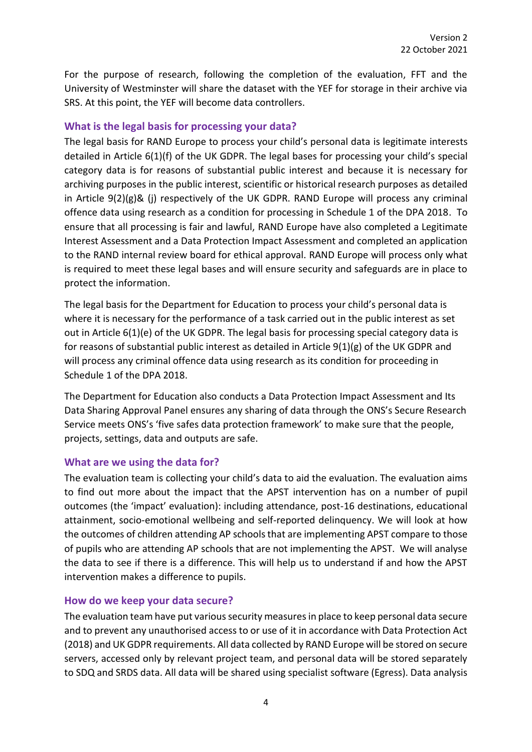For the purpose of research, following the completion of the evaluation, FFT and the University of Westminster will share the dataset with the YEF for storage in their archive via SRS. At this point, the YEF will become data controllers.

## What is the legal basis for processing your data?

The legal basis for RAND Europe to process your child's personal data is legitimate interests detailed in Article 6(1)(f) of the UK GDPR. The legal bases for processing your child's special category data is for reasons of substantial public interest and because it is necessary for archiving purposes in the public interest, scientific or historical research purposes as detailed in Article 9(2)(g)& (j) respectively of the UK GDPR. RAND Europe will process any criminal offence data using research as a condition for processing in Schedule 1 of the DPA 2018. To ensure that all processing is fair and lawful, RAND Europe have also completed a Legitimate Interest Assessment and a Data Protection Impact Assessment and completed an application to the RAND internal review board for ethical approval. RAND Europe will process only what is required to meet these legal bases and will ensure security and safeguards are in place to protect the information.

The legal basis for the Department for Education to process your child's personal data is where it is necessary for the performance of a task carried out in the public interest as set out in Article 6(1)(e) of the UK GDPR. The legal basis for processing special category data is for reasons of substantial public interest as detailed in Article 9(1)(g) of the UK GDPR and will process any criminal offence data using research as its condition for proceeding in Schedule 1 of the DPA 2018.

The Department for Education also conducts a Data Protection Impact Assessment and Its Data Sharing Approval Panel ensures any sharing of data through the ONS's Secure Research Service meets ONS's 'five safes data protection framework' to make sure that the people, projects, settings, data and outputs are safe.

## What are we using the data for?

The evaluation team is collecting your child's data to aid the evaluation. The evaluation aims to find out more about the impact that the APST intervention has on a number of pupil outcomes (the 'impact' evaluation): including attendance, post-16 destinations, educational attainment, socio-emotional wellbeing and self-reported delinquency. We will look at how the outcomes of children attending AP schools that are implementing APST compare to those of pupils who are attending AP schools that are not implementing the APST. We will analyse the data to see if there is a difference. This will help us to understand if and how the APST intervention makes a difference to pupils.

## How do we keep your data secure?

The evaluation team have put various security measures in place to keep personal data secure and to prevent any unauthorised access to or use of it in accordance with Data Protection Act (2018) and UK GDPR requirements. All data collected by RAND Europe will be stored on secure servers, accessed only by relevant project team, and personal data will be stored separately to SDQ and SRDS data. All data will be shared using specialist software (Egress). Data analysis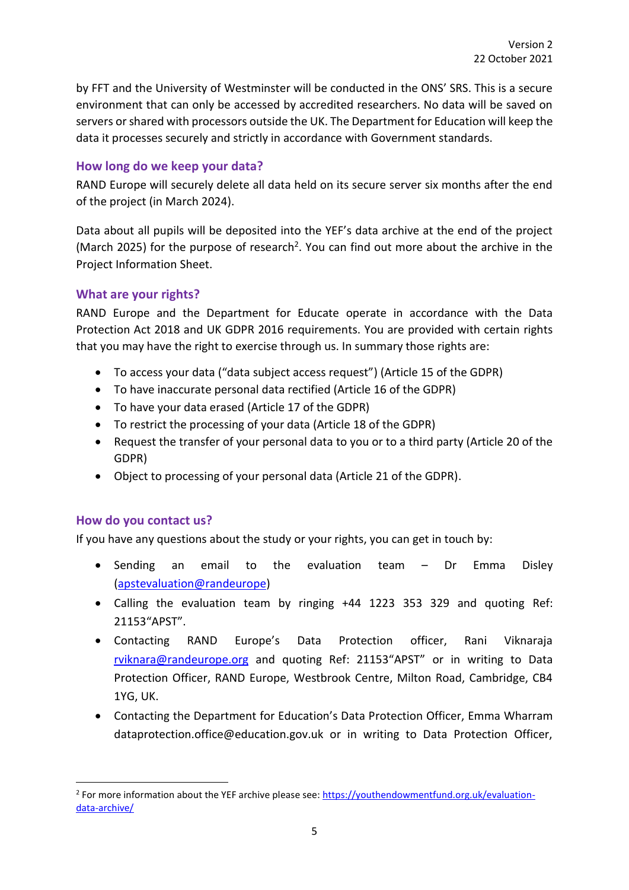by FFT and the University of Westminster will be conducted in the ONS' SRS. This is a secure environment that can only be accessed by accredited researchers. No data will be saved on servers or shared with processors outside the UK. The Department for Education will keep the data it processes securely and strictly in accordance with Government standards.

## How long do we keep your data?

RAND Europe will securely delete all data held on its secure server six months after the end of the project (in March 2024).

Data about all pupils will be deposited into the YEF's data archive at the end of the project (March 2025) for the purpose of research[2]. You can find out more about the archive in the Project Information Sheet.

## What are your rights?

RAND Europe and the Department for Educate operate in accordance with the Data Protection Act 2018 and UK GDPR 2016 requirements. You are provided with certain rights that you may have the right to exercise through us. In summary those rights are:

- To access your data ("data subject access request") (Article 15 of the GDPR)
- To have inaccurate personal data rectified (Article 16 of the GDPR)
- To have your data erased (Article 17 of the GDPR)
- To restrict the processing of your data (Article 18 of the GDPR)
- Request the transfer of your personal data to you or to a third party (Article 20 of the GDPR)
- Object to processing of your personal data (Article 21 of the GDPR).

## How do you contact us?

If you have any questions about the study or your rights, you can get in touch by:

- Sending an email to the evaluation team – Dr Emma Disley (apstevaluation@randeurope)
- Calling the evaluation team by ringing +44 1223 353 329 and quoting Ref: 21153"APST".
- Contacting RAND Europe's Data Protection officer, Rani Viknaraja rviknara@randeurope.org and quoting Ref: 21153"APST" or in writing to Data Protection Officer, RAND Europe, Westbrook Centre, Milton Road, Cambridge, CB4 1YG, UK.
- Contacting the Department for Education's Data Protection Officer, Emma Wharram dataprotection.office@education.gov.uk or in writing to Data Protection Officer,

---

[2] For more information about the YEF archive please see: https://youthendowmentfund.org.uk/evaluation-data-archive/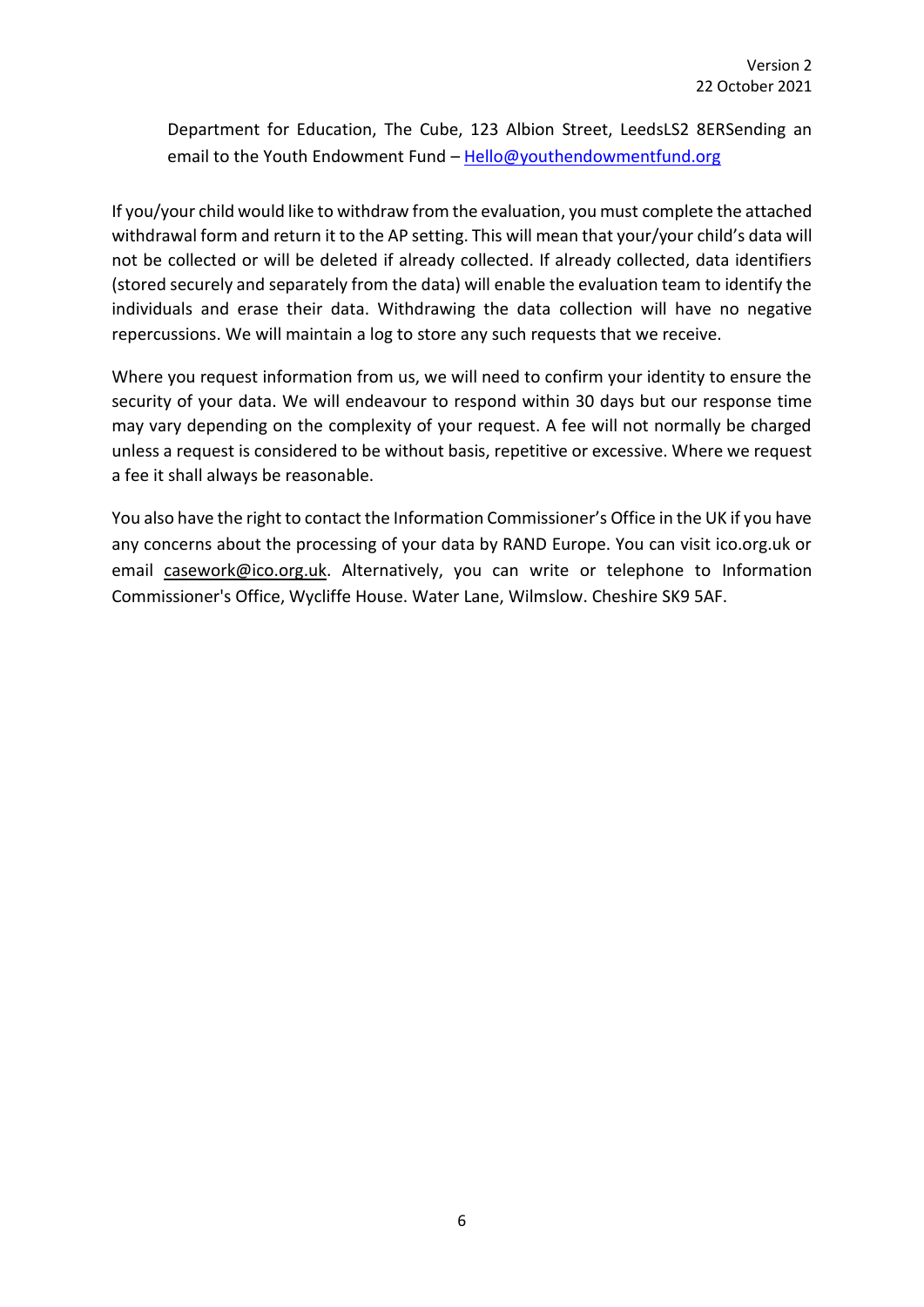Department for Education, The Cube, 123 Albion Street, LeedsLS2 8ERSending an email to the Youth Endowment Fund – Hello@youthendowmentfund.org

If you/your child would like to withdraw from the evaluation, you must complete the attached withdrawal form and return it to the AP setting. This will mean that your/your child's data will not be collected or will be deleted if already collected. If already collected, data identifiers (stored securely and separately from the data) will enable the evaluation team to identify the individuals and erase their data. Withdrawing the data collection will have no negative repercussions. We will maintain a log to store any such requests that we receive.

Where you request information from us, we will need to confirm your identity to ensure the security of your data. We will endeavour to respond within 30 days but our response time may vary depending on the complexity of your request. A fee will not normally be charged unless a request is considered to be without basis, repetitive or excessive. Where we request a fee it shall always be reasonable.

You also have the right to contact the Information Commissioner's Office in the UK if you have any concerns about the processing of your data by RAND Europe. You can visit ico.org.uk or email casework@ico.org.uk. Alternatively, you can write or telephone to Information Commissioner's Office, Wycliffe House. Water Lane, Wilmslow. Cheshire SK9 5AF.